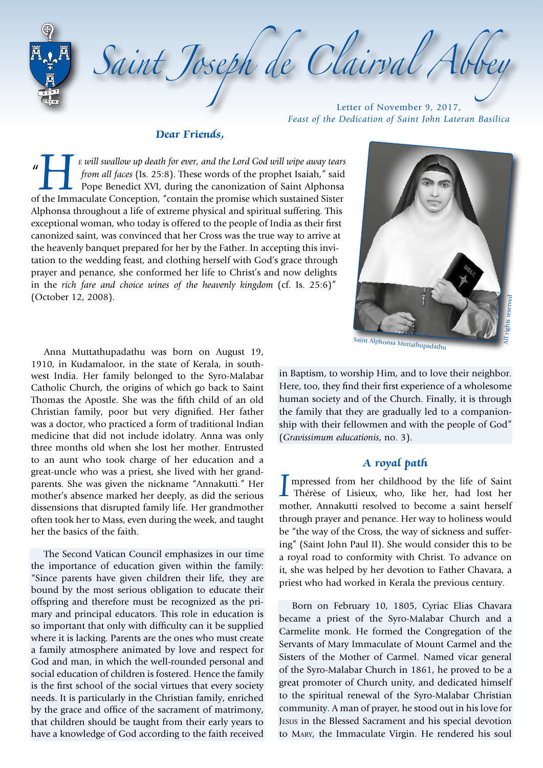# Saint Joseph de Clairval Abbey

Letter of November 9, 2017,
*Feast of the Dedication of Saint John Lateran Basilica*

***Dear Friends,***

"*He will swallow up death for ever, and the Lord God will wipe away tears from all faces* (Is. 25:8). These words of the prophet Isaiah," said Pope Benedict XVI, during the canonization of Saint Alphonsa of the Immaculate Conception, "contain the promise which sustained Sister Alphonsa throughout a life of extreme physical and spiritual suffering. This exceptional woman, who today is offered to the people of India as their first canonized saint, was convinced that her Cross was the true way to arrive at the heavenly banquet prepared for her by the Father. In accepting this invitation to the wedding feast, and clothing herself with God's grace through prayer and penance, she conformed her life to Christ's and now delights in the *rich fare and choice wines of the heavenly kingdom* (cf. Is. 25:6)" (October 12, 2008).

Saint Alphonsa Muttathupadathu

Anna Muttathupadathu was born on August 19, 1910, in Kudamaloor, in the state of Kerala, in southwest India. Her family belonged to the Syro-Malabar Catholic Church, the origins of which go back to Saint Thomas the Apostle. She was the fifth child of an old Christian family, poor but very dignified. Her father was a doctor, who practiced a form of traditional Indian medicine that did not include idolatry. Anna was only three months old when she lost her mother. Entrusted to an aunt who took charge of her education and a great-uncle who was a priest, she lived with her grandparents. She was given the nickname "Annakutti." Her mother's absence marked her deeply, as did the serious dissensions that disrupted family life. Her grandmother often took her to Mass, even during the week, and taught her the basics of the faith.

The Second Vatican Council emphasizes in our time the importance of education given within the family: "Since parents have given children their life, they are bound by the most serious obligation to educate their offspring and therefore must be recognized as the primary and principal educators. This role in education is so important that only with difficulty can it be supplied where it is lacking. Parents are the ones who must create a family atmosphere animated by love and respect for God and man, in which the well-rounded personal and social education of children is fostered. Hence the family is the first school of the social virtues that every society needs. It is particularly in the Christian family, enriched by the grace and office of the sacrament of matrimony, that children should be taught from their early years to have a knowledge of God according to the faith received in Baptism, to worship Him, and to love their neighbor. Here, too, they find their first experience of a wholesome human society and of the Church. Finally, it is through the family that they are gradually led to a companionship with their fellowmen and with the people of God" (*Gravissimum educationis*, no. 3).

## *A royal path*

Impressed from her childhood by the life of Saint Thérèse of Lisieux, who, like her, had lost her mother, Annakutti resolved to become a saint herself through prayer and penance. Her way to holiness would be "the way of the Cross, the way of sickness and suffering" (Saint John Paul II). She would consider this to be a royal road to conformity with Christ. To advance on it, she was helped by her devotion to Father Chavara, a priest who had worked in Kerala the previous century.

Born on February 10, 1805, Cyriac Elias Chavara became a priest of the Syro-Malabar Church and a Carmelite monk. He formed the Congregation of the Servants of Mary Immaculate of Mount Carmel and the Sisters of the Mother of Carmel. Named vicar general of the Syro-Malabar Church in 1861, he proved to be a great promoter of Church unity, and dedicated himself to the spiritual renewal of the Syro-Malabar Christian community. A man of prayer, he stood out in his love for Jesus in the Blessed Sacrament and his special devotion to Mary, the Immaculate Virgin. He rendered his soul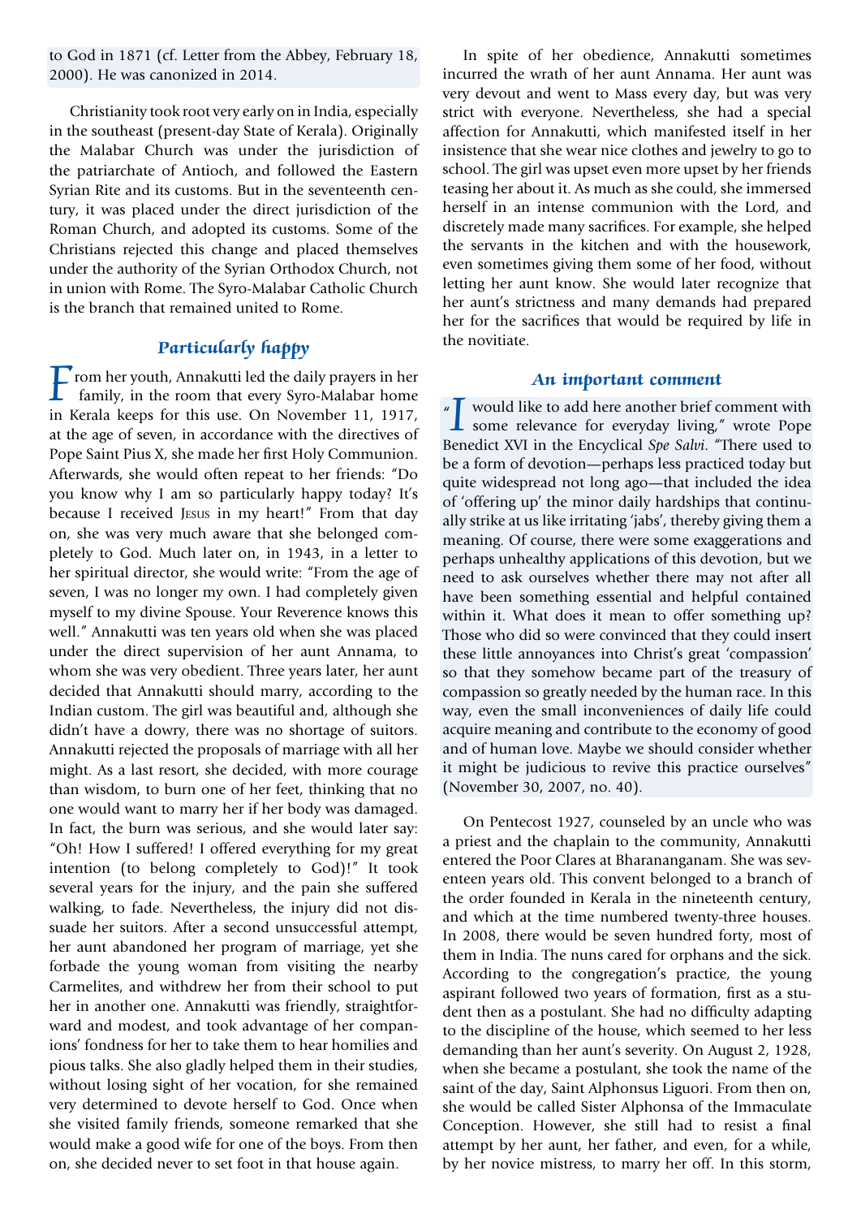to God in 1871 (cf. Letter from the Abbey, February 18, 2000). He was canonized in 2014.

Christianity took root very early on in India, especially in the southeast (present-day State of Kerala). Originally the Malabar Church was under the jurisdiction of the patriarchate of Antioch, and followed the Eastern Syrian Rite and its customs. But in the seventeenth century, it was placed under the direct jurisdiction of the Roman Church, and adopted its customs. Some of the Christians rejected this change and placed themselves under the authority of the Syrian Orthodox Church, not in union with Rome. The Syro-Malabar Catholic Church is the branch that remained united to Rome.

## Particularly happy

From her youth, Annakutti led the daily prayers in her family, in the room that every Syro-Malabar home in Kerala keeps for this use. On November 11, 1917, at the age of seven, in accordance with the directives of Pope Saint Pius X, she made her first Holy Communion. Afterwards, she would often repeat to her friends: "Do you know why I am so particularly happy today? It's because I received Jesus in my heart!" From that day on, she was very much aware that she belonged completely to God. Much later on, in 1943, in a letter to her spiritual director, she would write: "From the age of seven, I was no longer my own. I had completely given myself to my divine Spouse. Your Reverence knows this well." Annakutti was ten years old when she was placed under the direct supervision of her aunt Annama, to whom she was very obedient. Three years later, her aunt decided that Annakutti should marry, according to the Indian custom. The girl was beautiful and, although she didn't have a dowry, there was no shortage of suitors. Annakutti rejected the proposals of marriage with all her might. As a last resort, she decided, with more courage than wisdom, to burn one of her feet, thinking that no one would want to marry her if her body was damaged. In fact, the burn was serious, and she would later say: "Oh! How I suffered! I offered everything for my great intention (to belong completely to God)!" It took several years for the injury, and the pain she suffered walking, to fade. Nevertheless, the injury did not dissuade her suitors. After a second unsuccessful attempt, her aunt abandoned her program of marriage, yet she forbade the young woman from visiting the nearby Carmelites, and withdrew her from their school to put her in another one. Annakutti was friendly, straightforward and modest, and took advantage of her companions' fondness for her to take them to hear homilies and pious talks. She also gladly helped them in their studies, without losing sight of her vocation, for she remained very determined to devote herself to God. Once when she visited family friends, someone remarked that she would make a good wife for one of the boys. From then on, she decided never to set foot in that house again.

In spite of her obedience, Annakutti sometimes incurred the wrath of her aunt Annama. Her aunt was very devout and went to Mass every day, but was very strict with everyone. Nevertheless, she had a special affection for Annakutti, which manifested itself in her insistence that she wear nice clothes and jewelry to go to school. The girl was upset even more upset by her friends teasing her about it. As much as she could, she immersed herself in an intense communion with the Lord, and discretely made many sacrifices. For example, she helped the servants in the kitchen and with the housework, even sometimes giving them some of her food, without letting her aunt know. She would later recognize that her aunt's strictness and many demands had prepared her for the sacrifices that would be required by life in the novitiate.

## An important comment

"I would like to add here another brief comment with some relevance for everyday living," wrote Pope Benedict XVI in the Encyclical *Spe Salvi*. "There used to be a form of devotion—perhaps less practiced today but quite widespread not long ago—that included the idea of 'offering up' the minor daily hardships that continually strike at us like irritating 'jabs', thereby giving them a meaning. Of course, there were some exaggerations and perhaps unhealthy applications of this devotion, but we need to ask ourselves whether there may not after all have been something essential and helpful contained within it. What does it mean to offer something up? Those who did so were convinced that they could insert these little annoyances into Christ's great 'compassion' so that they somehow became part of the treasury of compassion so greatly needed by the human race. In this way, even the small inconveniences of daily life could acquire meaning and contribute to the economy of good and of human love. Maybe we should consider whether it might be judicious to revive this practice ourselves" (November 30, 2007, no. 40).

On Pentecost 1927, counseled by an uncle who was a priest and the chaplain to the community, Annakutti entered the Poor Clares at Bharananganam. She was seventeen years old. This convent belonged to a branch of the order founded in Kerala in the nineteenth century, and which at the time numbered twenty-three houses. In 2008, there would be seven hundred forty, most of them in India. The nuns cared for orphans and the sick. According to the congregation's practice, the young aspirant followed two years of formation, first as a student then as a postulant. She had no difficulty adapting to the discipline of the house, which seemed to her less demanding than her aunt's severity. On August 2, 1928, when she became a postulant, she took the name of the saint of the day, Saint Alphonsus Liguori. From then on, she would be called Sister Alphonsa of the Immaculate Conception. However, she still had to resist a final attempt by her aunt, her father, and even, for a while, by her novice mistress, to marry her off. In this storm,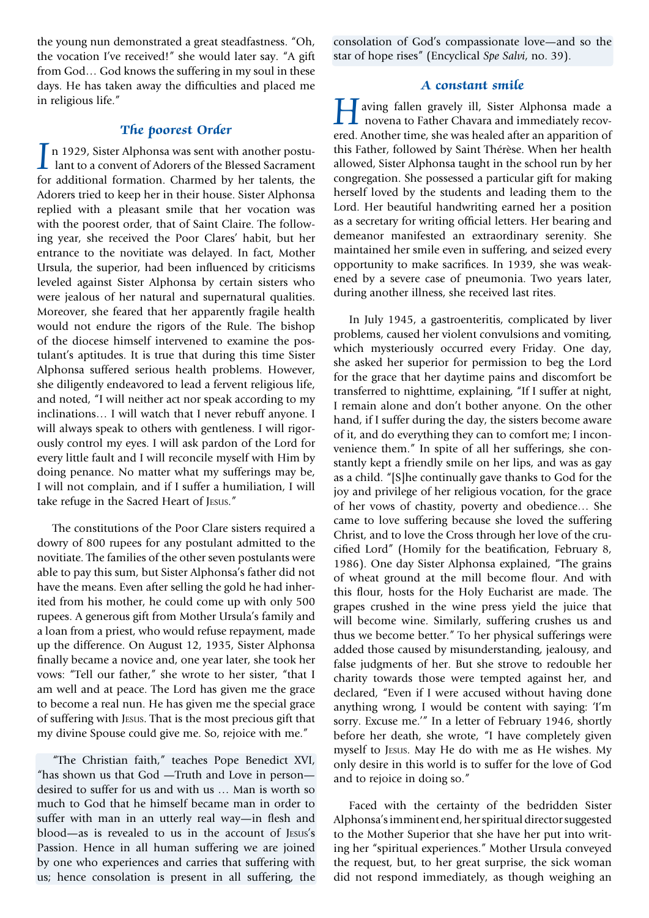the young nun demonstrated a great steadfastness. "Oh, the vocation I've received!" she would later say. "A gift from God… God knows the suffering in my soul in these days. He has taken away the difficulties and placed me in religious life."

## The poorest Order

In 1929, Sister Alphonsa was sent with another postulant to a convent of Adorers of the Blessed Sacrament for additional formation. Charmed by her talents, the Adorers tried to keep her in their house. Sister Alphonsa replied with a pleasant smile that her vocation was with the poorest order, that of Saint Claire. The following year, she received the Poor Clares' habit, but her entrance to the novitiate was delayed. In fact, Mother Ursula, the superior, had been influenced by criticisms leveled against Sister Alphonsa by certain sisters who were jealous of her natural and supernatural qualities. Moreover, she feared that her apparently fragile health would not endure the rigors of the Rule. The bishop of the diocese himself intervened to examine the postulant's aptitudes. It is true that during this time Sister Alphonsa suffered serious health problems. However, she diligently endeavored to lead a fervent religious life, and noted, "I will neither act nor speak according to my inclinations… I will watch that I never rebuff anyone. I will always speak to others with gentleness. I will rigorously control my eyes. I will ask pardon of the Lord for every little fault and I will reconcile myself with Him by doing penance. No matter what my sufferings may be, I will not complain, and if I suffer a humiliation, I will take refuge in the Sacred Heart of Jesus."

The constitutions of the Poor Clare sisters required a dowry of 800 rupees for any postulant admitted to the novitiate. The families of the other seven postulants were able to pay this sum, but Sister Alphonsa's father did not have the means. Even after selling the gold he had inherited from his mother, he could come up with only 500 rupees. A generous gift from Mother Ursula's family and a loan from a priest, who would refuse repayment, made up the difference. On August 12, 1935, Sister Alphonsa finally became a novice and, one year later, she took her vows: "Tell our father," she wrote to her sister, "that I am well and at peace. The Lord has given me the grace to become a real nun. He has given me the special grace of suffering with Jesus. That is the most precious gift that my divine Spouse could give me. So, rejoice with me."

"The Christian faith," teaches Pope Benedict XVI, "has shown us that God —Truth and Love in person—desired to suffer for us and with us … Man is worth so much to God that he himself became man in order to suffer with man in an utterly real way—in flesh and blood—as is revealed to us in the account of Jesus's Passion. Hence in all human suffering we are joined by one who experiences and carries that suffering with us; hence consolation is present in all suffering, the consolation of God's compassionate love—and so the star of hope rises" (Encyclical *Spe Salvi*, no. 39).

## A constant smile

Having fallen gravely ill, Sister Alphonsa made a novena to Father Chavara and immediately recovered. Another time, she was healed after an apparition of this Father, followed by Saint Thérèse. When her health allowed, Sister Alphonsa taught in the school run by her congregation. She possessed a particular gift for making herself loved by the students and leading them to the Lord. Her beautiful handwriting earned her a position as a secretary for writing official letters. Her bearing and demeanor manifested an extraordinary serenity. She maintained her smile even in suffering, and seized every opportunity to make sacrifices. In 1939, she was weakened by a severe case of pneumonia. Two years later, during another illness, she received last rites.

In July 1945, a gastroenteritis, complicated by liver problems, caused her violent convulsions and vomiting, which mysteriously occurred every Friday. One day, she asked her superior for permission to beg the Lord for the grace that her daytime pains and discomfort be transferred to nighttime, explaining, "If I suffer at night, I remain alone and don't bother anyone. On the other hand, if I suffer during the day, the sisters become aware of it, and do everything they can to comfort me; I inconvenience them." In spite of all her sufferings, she constantly kept a friendly smile on her lips, and was as gay as a child. "[S]he continually gave thanks to God for the joy and privilege of her religious vocation, for the grace of her vows of chastity, poverty and obedience… She came to love suffering because she loved the suffering Christ, and to love the Cross through her love of the crucified Lord" (Homily for the beatification, February 8, 1986). One day Sister Alphonsa explained, "The grains of wheat ground at the mill become flour. And with this flour, hosts for the Holy Eucharist are made. The grapes crushed in the wine press yield the juice that will become wine. Similarly, suffering crushes us and thus we become better." To her physical sufferings were added those caused by misunderstanding, jealousy, and false judgments of her. But she strove to redouble her charity towards those were tempted against her, and declared, "Even if I were accused without having done anything wrong, I would be content with saying: 'I'm sorry. Excuse me.'" In a letter of February 1946, shortly before her death, she wrote, "I have completely given myself to Jesus. May He do with me as He wishes. My only desire in this world is to suffer for the love of God and to rejoice in doing so."

Faced with the certainty of the bedridden Sister Alphonsa's imminent end, her spiritual director suggested to the Mother Superior that she have her put into writing her "spiritual experiences." Mother Ursula conveyed the request, but, to her great surprise, the sick woman did not respond immediately, as though weighing an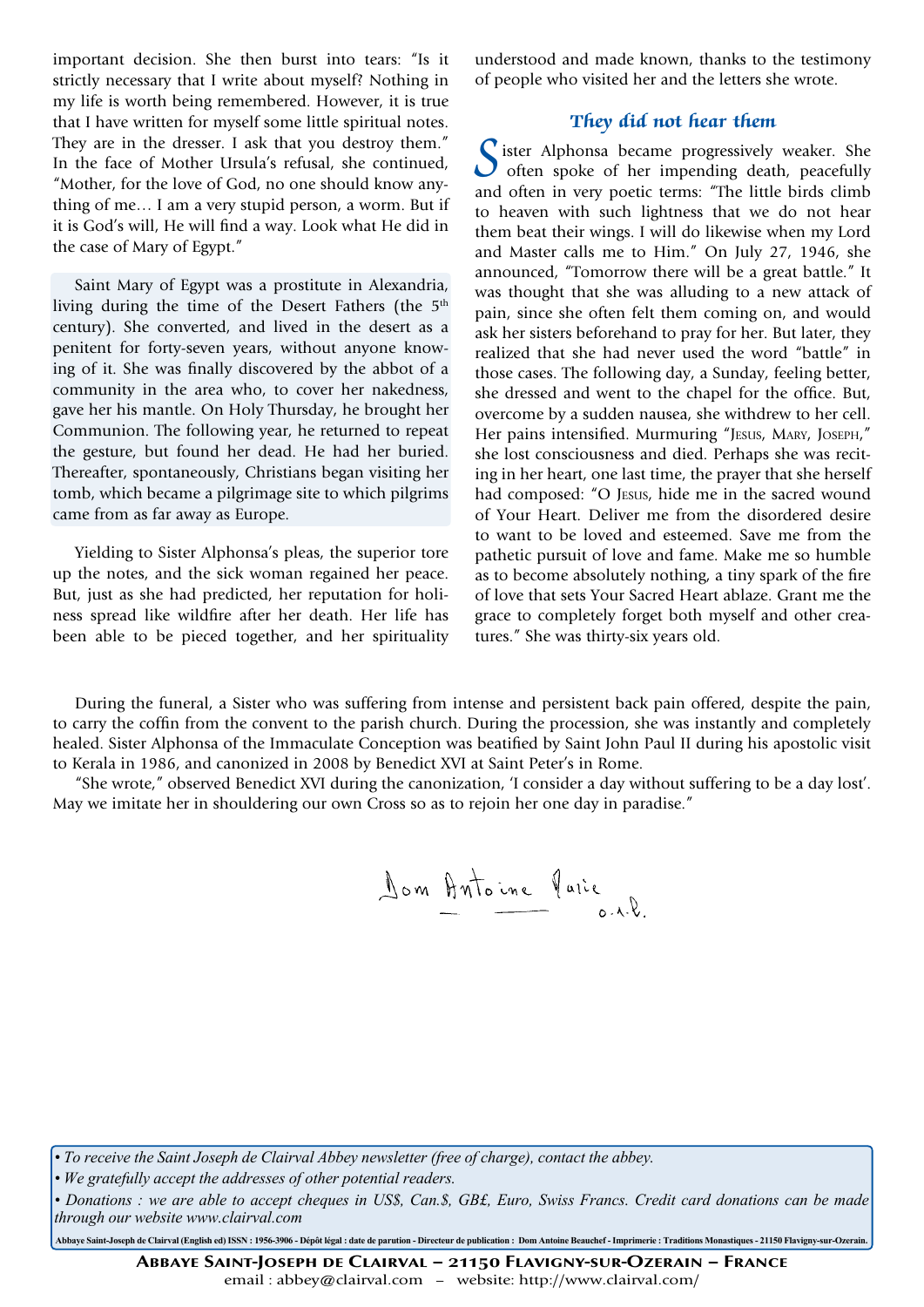important decision. She then burst into tears: "Is it strictly necessary that I write about myself? Nothing in my life is worth being remembered. However, it is true that I have written for myself some little spiritual notes. They are in the dresser. I ask that you destroy them." In the face of Mother Ursula's refusal, she continued, "Mother, for the love of God, no one should know anything of me… I am a very stupid person, a worm. But if it is God's will, He will find a way. Look what He did in the case of Mary of Egypt."

Saint Mary of Egypt was a prostitute in Alexandria, living during the time of the Desert Fathers (the 5th century). She converted, and lived in the desert as a penitent for forty-seven years, without anyone knowing of it. She was finally discovered by the abbot of a community in the area who, to cover her nakedness, gave her his mantle. On Holy Thursday, he brought her Communion. The following year, he returned to repeat the gesture, but found her dead. He had her buried. Thereafter, spontaneously, Christians began visiting her tomb, which became a pilgrimage site to which pilgrims came from as far away as Europe.

Yielding to Sister Alphonsa's pleas, the superior tore up the notes, and the sick woman regained her peace. But, just as she had predicted, her reputation for holiness spread like wildfire after her death. Her life has been able to be pieced together, and her spirituality understood and made known, thanks to the testimony of people who visited her and the letters she wrote.

## They did not hear them

Sister Alphonsa became progressively weaker. She often spoke of her impending death, peacefully and often in very poetic terms: "The little birds climb to heaven with such lightness that we do not hear them beat their wings. I will do likewise when my Lord and Master calls me to Him." On July 27, 1946, she announced, "Tomorrow there will be a great battle." It was thought that she was alluding to a new attack of pain, since she often felt them coming on, and would ask her sisters beforehand to pray for her. But later, they realized that she had never used the word "battle" in those cases. The following day, a Sunday, feeling better, she dressed and went to the chapel for the office. But, overcome by a sudden nausea, she withdrew to her cell. Her pains intensified. Murmuring "Jesus, Mary, Joseph," she lost consciousness and died. Perhaps she was reciting in her heart, one last time, the prayer that she herself had composed: "O Jesus, hide me in the sacred wound of Your Heart. Deliver me from the disordered desire to want to be loved and esteemed. Save me from the pathetic pursuit of love and fame. Make me so humble as to become absolutely nothing, a tiny spark of the fire of love that sets Your Sacred Heart ablaze. Grant me the grace to completely forget both myself and other creatures." She was thirty-six years old.

During the funeral, a Sister who was suffering from intense and persistent back pain offered, despite the pain, to carry the coffin from the convent to the parish church. During the procession, she was instantly and completely healed. Sister Alphonsa of the Immaculate Conception was beatified by Saint John Paul II during his apostolic visit to Kerala in 1986, and canonized in 2008 by Benedict XVI at Saint Peter's in Rome.

"She wrote," observed Benedict XVI during the canonization, 'I consider a day without suffering to be a day lost'. May we imitate her in shouldering our own Cross so as to rejoin her one day in paradise."

Dom Antoine Marie o.s.b.

- *To receive the Saint Joseph de Clairval Abbey newsletter (free of charge), contact the abbey.*
- *We gratefully accept the addresses of other potential readers.*
- *Donations : we are able to accept cheques in US$, Can.$, GB£, Euro, Swiss Francs. Credit card donations can be made through our website www.clairval.com*

Abbaye Saint-Joseph de Clairval (English ed) ISSN : 1956-3906 - Dépôt légal : date de parution - Directeur de publication : Dom Antoine Beauchef - Imprimerie : Traditions Monastiques - 21150 Flavigny-sur-Ozerain.

**Abbaye Saint-Joseph de Clairval – 21150 Flavigny-sur-Ozerain – France**
email : abbey@clairval.com – website: http://www.clairval.com/